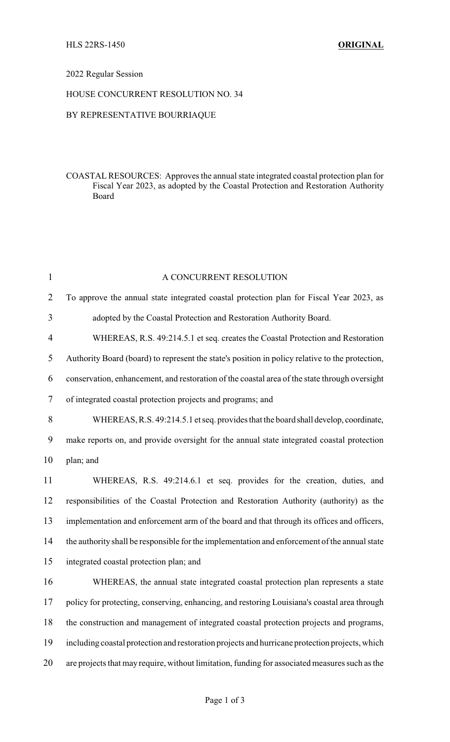HLS 22RS-1450 **ORIGINAL**

2022 Regular Session

HOUSE CONCURRENT RESOLUTION NO. 34

BY REPRESENTATIVE BOURRIAQUE

COASTAL RESOURCES: Approves the annual state integrated coastal protection plan for Fiscal Year 2023, as adopted by the Coastal Protection and Restoration Authority Board

A CONCURRENT RESOLUTION

To approve the annual state integrated coastal protection plan for Fiscal Year 2023, as adopted by the Coastal Protection and Restoration Authority Board.

WHEREAS, R.S. 49:214.5.1 et seq. creates the Coastal Protection and Restoration Authority Board (board) to represent the state's position in policy relative to the protection, conservation, enhancement, and restoration of the coastal area of the state through oversight of integrated coastal protection projects and programs; and

WHEREAS, R.S. 49:214.5.1 et seq. provides that the board shall develop, coordinate, make reports on, and provide oversight for the annual state integrated coastal protection plan; and

WHEREAS, R.S. 49:214.6.1 et seq. provides for the creation, duties, and responsibilities of the Coastal Protection and Restoration Authority (authority) as the implementation and enforcement arm of the board and that through its offices and officers, the authority shall be responsible for the implementation and enforcement of the annual state integrated coastal protection plan; and

WHEREAS, the annual state integrated coastal protection plan represents a state policy for protecting, conserving, enhancing, and restoring Louisiana's coastal area through the construction and management of integrated coastal protection projects and programs, including coastal protection and restoration projects and hurricane protection projects, which are projects that may require, without limitation, funding for associated measures such as the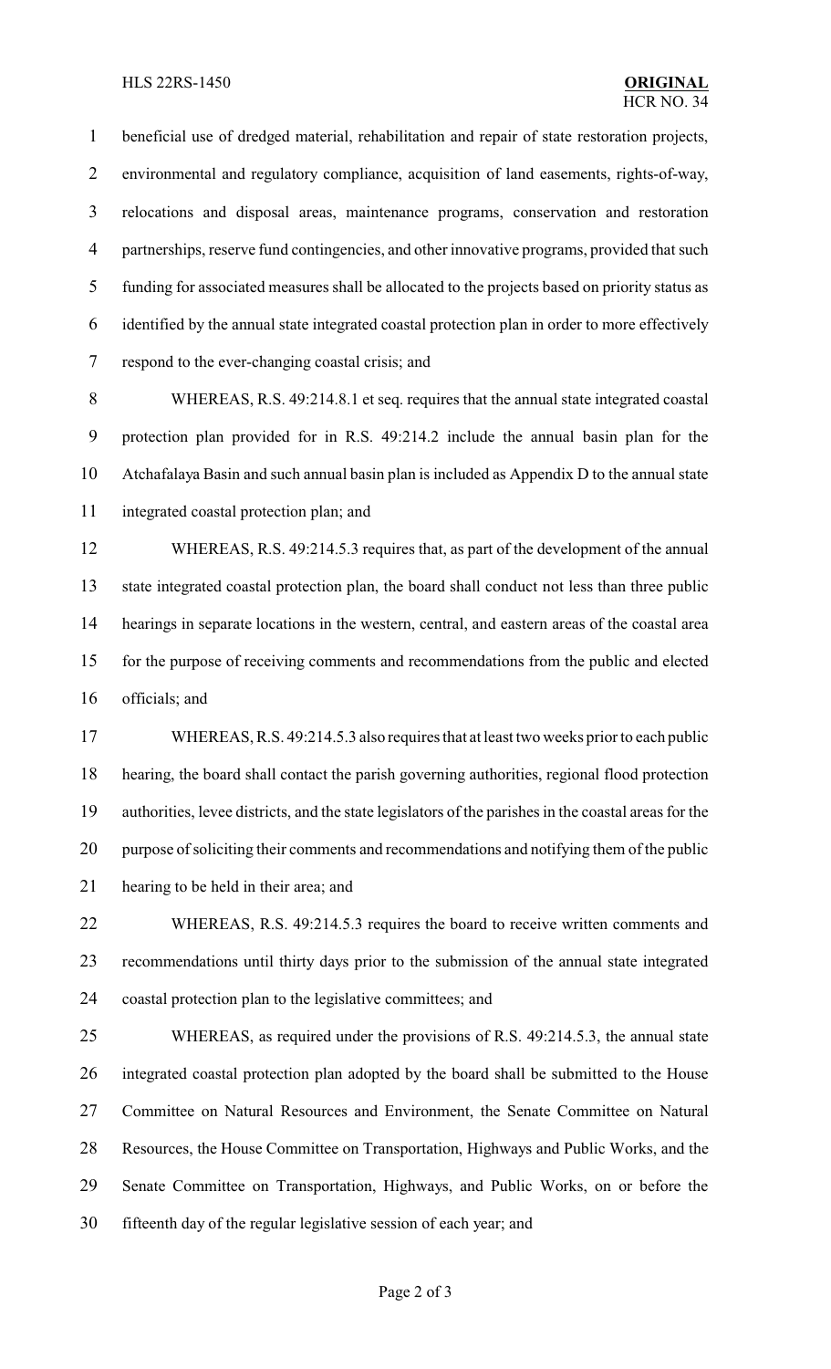beneficial use of dredged material, rehabilitation and repair of state restoration projects, environmental and regulatory compliance, acquisition of land easements, rights-of-way, relocations and disposal areas, maintenance programs, conservation and restoration partnerships, reserve fund contingencies, and other innovative programs, provided that such funding for associated measures shall be allocated to the projects based on priority status as identified by the annual state integrated coastal protection plan in order to more effectively respond to the ever-changing coastal crisis; and

WHEREAS, R.S. 49:214.8.1 et seq. requires that the annual state integrated coastal protection plan provided for in R.S. 49:214.2 include the annual basin plan for the Atchafalaya Basin and such annual basin plan is included as Appendix D to the annual state integrated coastal protection plan; and

WHEREAS, R.S. 49:214.5.3 requires that, as part of the development of the annual state integrated coastal protection plan, the board shall conduct not less than three public hearings in separate locations in the western, central, and eastern areas of the coastal area for the purpose of receiving comments and recommendations from the public and elected officials; and

WHEREAS, R.S. 49:214.5.3 also requires that at least two weeks prior to each public hearing, the board shall contact the parish governing authorities, regional flood protection authorities, levee districts, and the state legislators of the parishes in the coastal areas for the purpose of soliciting their comments and recommendations and notifying them of the public hearing to be held in their area; and

WHEREAS, R.S. 49:214.5.3 requires the board to receive written comments and recommendations until thirty days prior to the submission of the annual state integrated coastal protection plan to the legislative committees; and

WHEREAS, as required under the provisions of R.S. 49:214.5.3, the annual state integrated coastal protection plan adopted by the board shall be submitted to the House Committee on Natural Resources and Environment, the Senate Committee on Natural Resources, the House Committee on Transportation, Highways and Public Works, and the Senate Committee on Transportation, Highways, and Public Works, on or before the fifteenth day of the regular legislative session of each year; and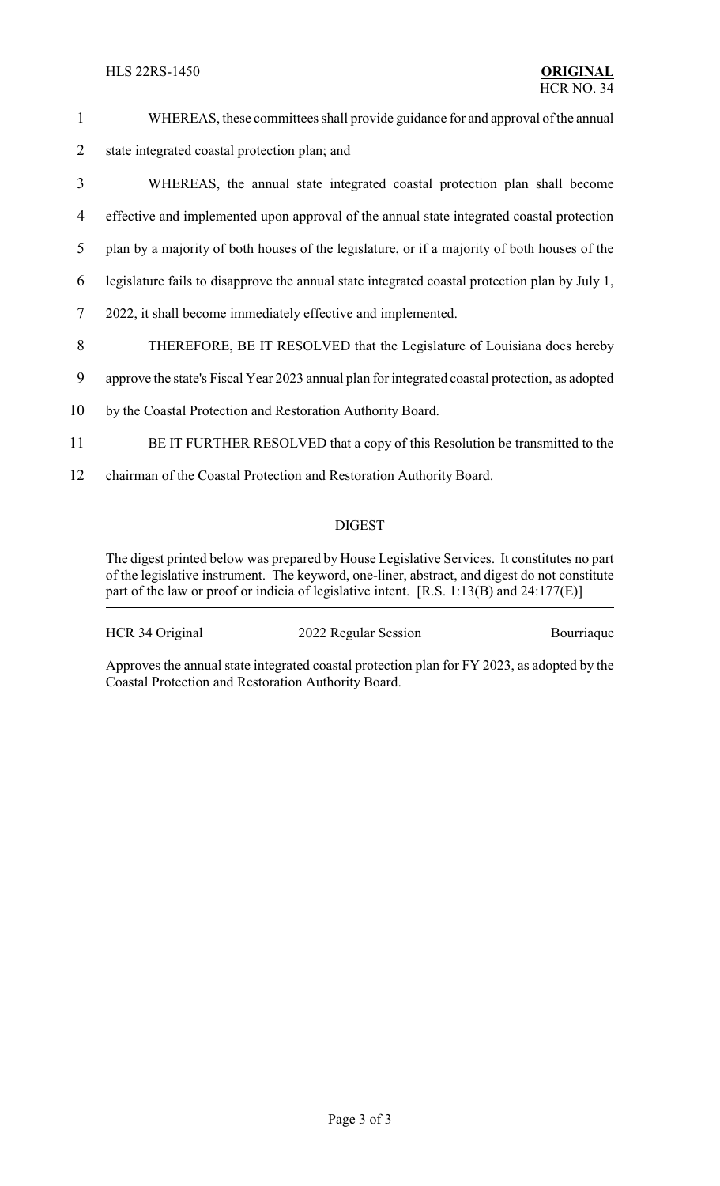WHEREAS, these committees shall provide guidance for and approval of the annual state integrated coastal protection plan; and

WHEREAS, the annual state integrated coastal protection plan shall become effective and implemented upon approval of the annual state integrated coastal protection plan by a majority of both houses of the legislature, or if a majority of both houses of the legislature fails to disapprove the annual state integrated coastal protection plan by July 1, 2022, it shall become immediately effective and implemented.

THEREFORE, BE IT RESOLVED that the Legislature of Louisiana does hereby approve the state's Fiscal Year 2023 annual plan for integrated coastal protection, as adopted by the Coastal Protection and Restoration Authority Board.

BE IT FURTHER RESOLVED that a copy of this Resolution be transmitted to the chairman of the Coastal Protection and Restoration Authority Board.

## DIGEST

The digest printed below was prepared by House Legislative Services. It constitutes no part of the legislative instrument. The keyword, one-liner, abstract, and digest do not constitute part of the law or proof or indicia of legislative intent. [R.S. 1:13(B) and 24:177(E)]

HCR 34 Original 2022 Regular Session Bourriaque

Approves the annual state integrated coastal protection plan for FY 2023, as adopted by the Coastal Protection and Restoration Authority Board.